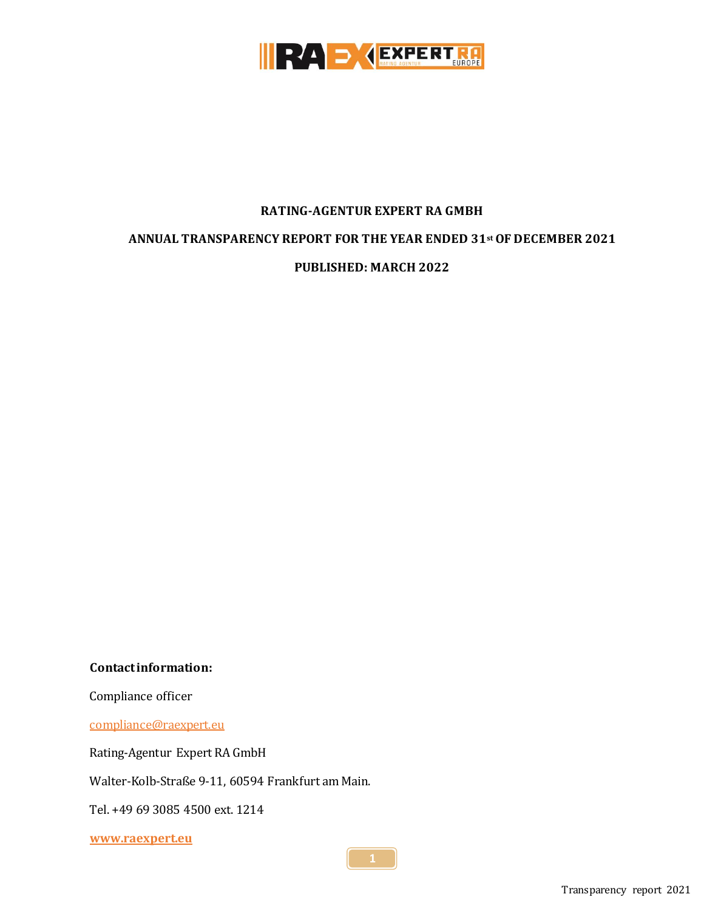**RATING-AGENTUR EXPERT RA GMBH**

**ANNUAL TRANSPARENCY REPORT FOR THE YEAR ENDED 31st OF DECEMBER 2021**

**PUBLISHED: MARCH 2022**

**Contact information:**

Compliance officer

compliance@raexpert.eu

Rating-Agentur Expert RA GmbH

Walter-Kolb-Straße 9-11, 60594 Frankfurt am Main.

Tel. +49 69 3085 4500 ext. 1214

**www.raexpert.eu**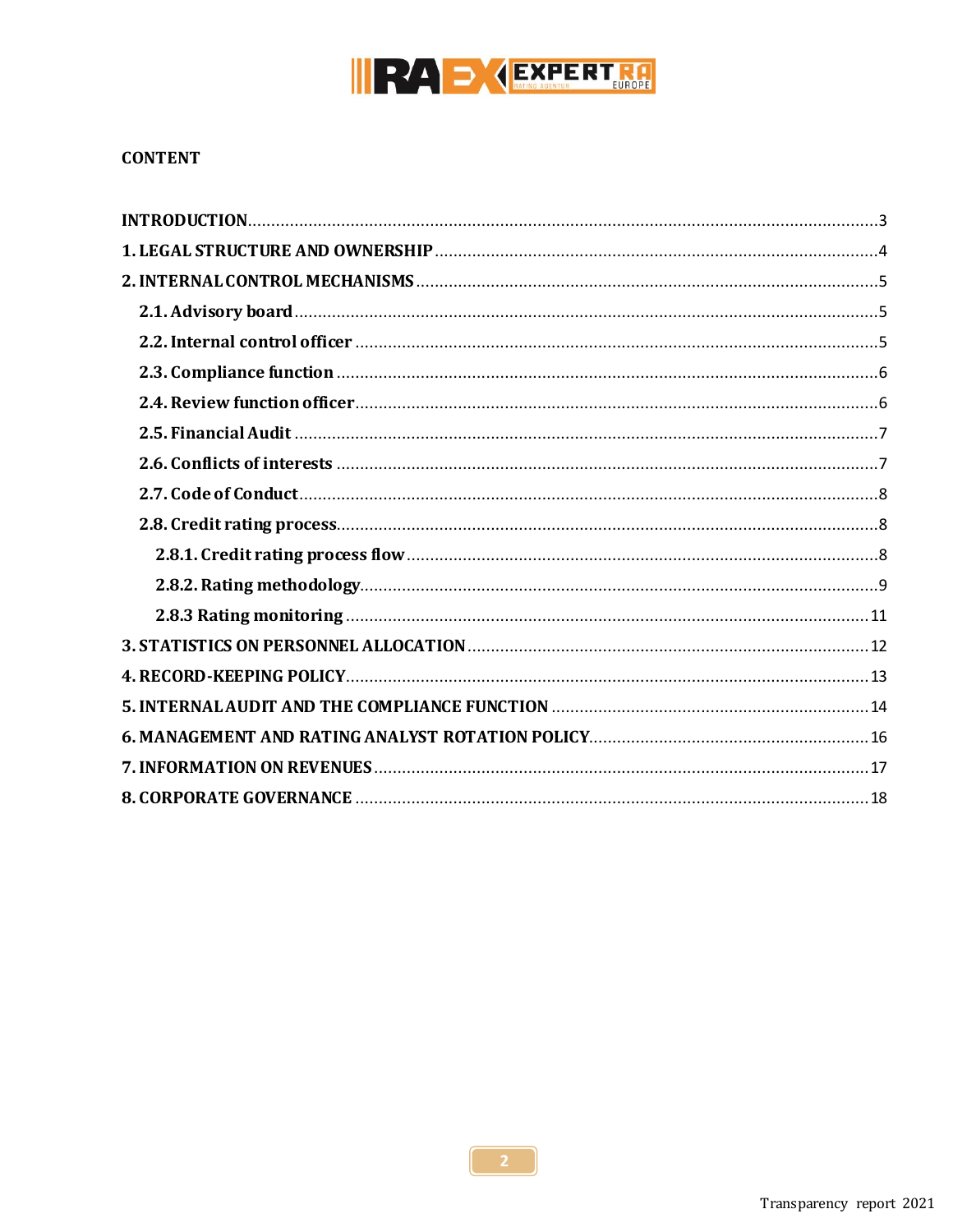**CONTENT**

- **INTRODUCTION** ... 3
- **1. LEGAL STRUCTURE AND OWNERSHIP** ... 4
- **2. INTERNAL CONTROL MECHANISMS** ... 5
  - **2.1. Advisory board** ... 5
  - **2.2. Internal control officer** ... 5
  - **2.3. Compliance function** ... 6
  - **2.4. Review function officer** ... 6
  - **2.5. Financial Audit** ... 7
  - **2.6. Conflicts of interests** ... 7
  - **2.7. Code of Conduct** ... 8
  - **2.8. Credit rating process** ... 8
    - **2.8.1. Credit rating process flow** ... 8
    - **2.8.2. Rating methodology** ... 9
    - **2.8.3 Rating monitoring** ... 11
- **3. STATISTICS ON PERSONNEL ALLOCATION** ... 12
- **4. RECORD-KEEPING POLICY** ... 13
- **5. INTERNAL AUDIT AND THE COMPLIANCE FUNCTION** ... 14
- **6. MANAGEMENT AND RATING ANALYST ROTATION POLICY** ... 16
- **7. INFORMATION ON REVENUES** ... 17
- **8. CORPORATE GOVERNANCE** ... 18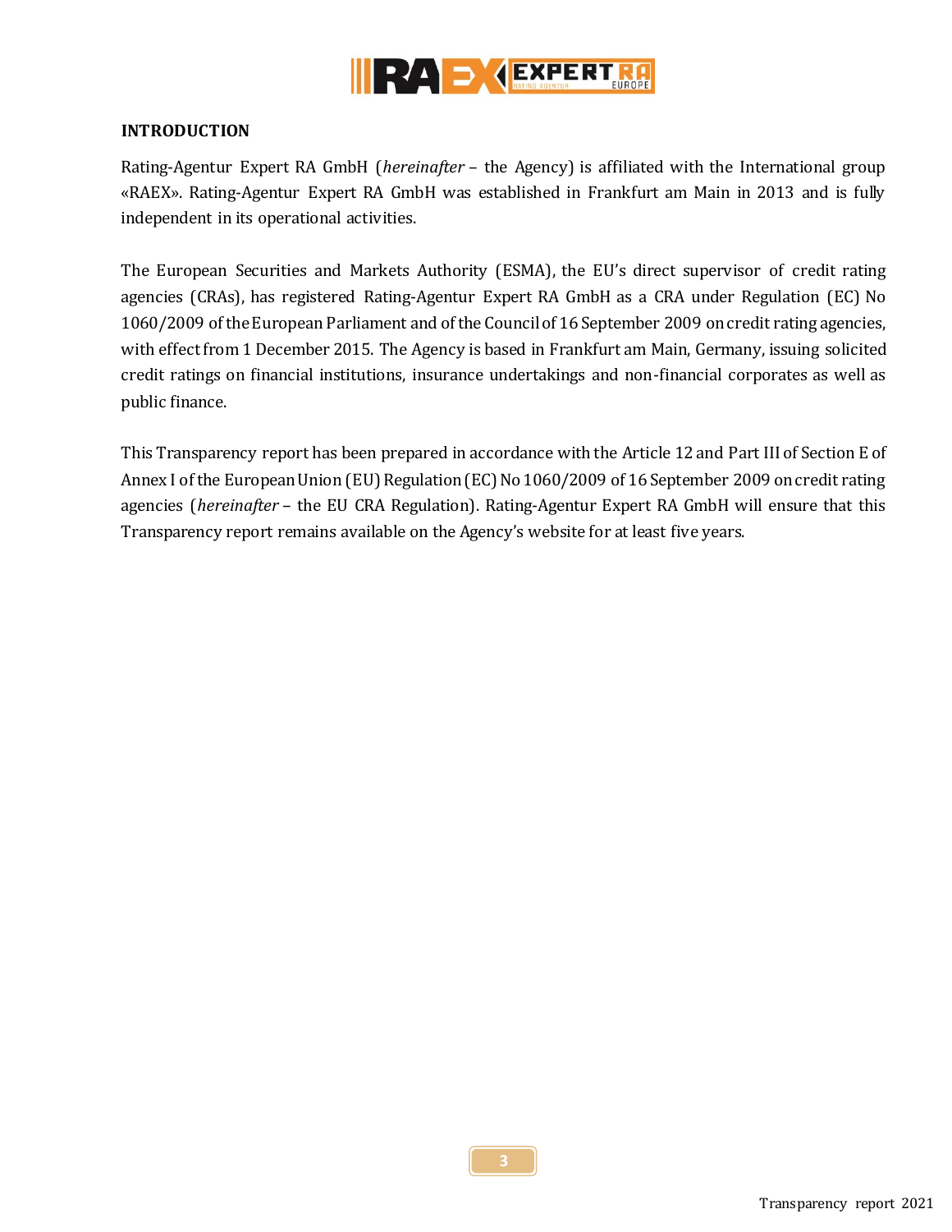## INTRODUCTION

Rating-Agentur Expert RA GmbH (*hereinafter* – the Agency) is affiliated with the International group «RAEX». Rating-Agentur Expert RA GmbH was established in Frankfurt am Main in 2013 and is fully independent in its operational activities.

The European Securities and Markets Authority (ESMA), the EU's direct supervisor of credit rating agencies (CRAs), has registered Rating-Agentur Expert RA GmbH as a CRA under Regulation (EC) No 1060/2009 of the European Parliament and of the Council of 16 September 2009 on credit rating agencies, with effect from 1 December 2015. The Agency is based in Frankfurt am Main, Germany, issuing solicited credit ratings on financial institutions, insurance undertakings and non-financial corporates as well as public finance.

This Transparency report has been prepared in accordance with the Article 12 and Part III of Section E of Annex I of the European Union (EU) Regulation (EC) No 1060/2009 of 16 September 2009 on credit rating agencies (*hereinafter* – the EU CRA Regulation). Rating-Agentur Expert RA GmbH will ensure that this Transparency report remains available on the Agency's website for at least five years.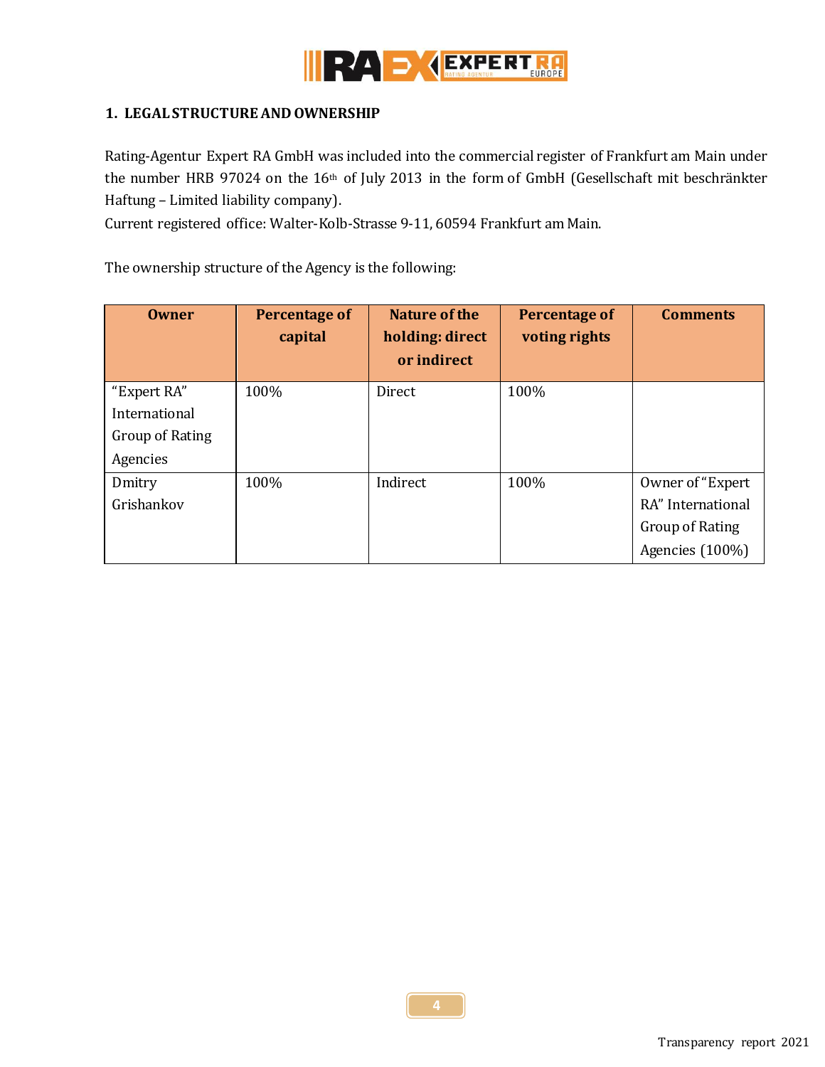## 1. LEGAL STRUCTURE AND OWNERSHIP

Rating-Agentur Expert RA GmbH was included into the commercial register of Frankfurt am Main under the number HRB 97024 on the 16th of July 2013 in the form of GmbH (Gesellschaft mit beschränkter Haftung – Limited liability company).
Current registered office: Walter-Kolb-Strasse 9-11, 60594 Frankfurt am Main.

The ownership structure of the Agency is the following:

| Owner | Percentage of capital | Nature of the holding: direct or indirect | Percentage of voting rights | Comments |
|---|---|---|---|---|
| "Expert RA" International Group of Rating Agencies | 100% | Direct | 100% | |
| Dmitry Grishankov | 100% | Indirect | 100% | Owner of "Expert RA" International Group of Rating Agencies (100%) |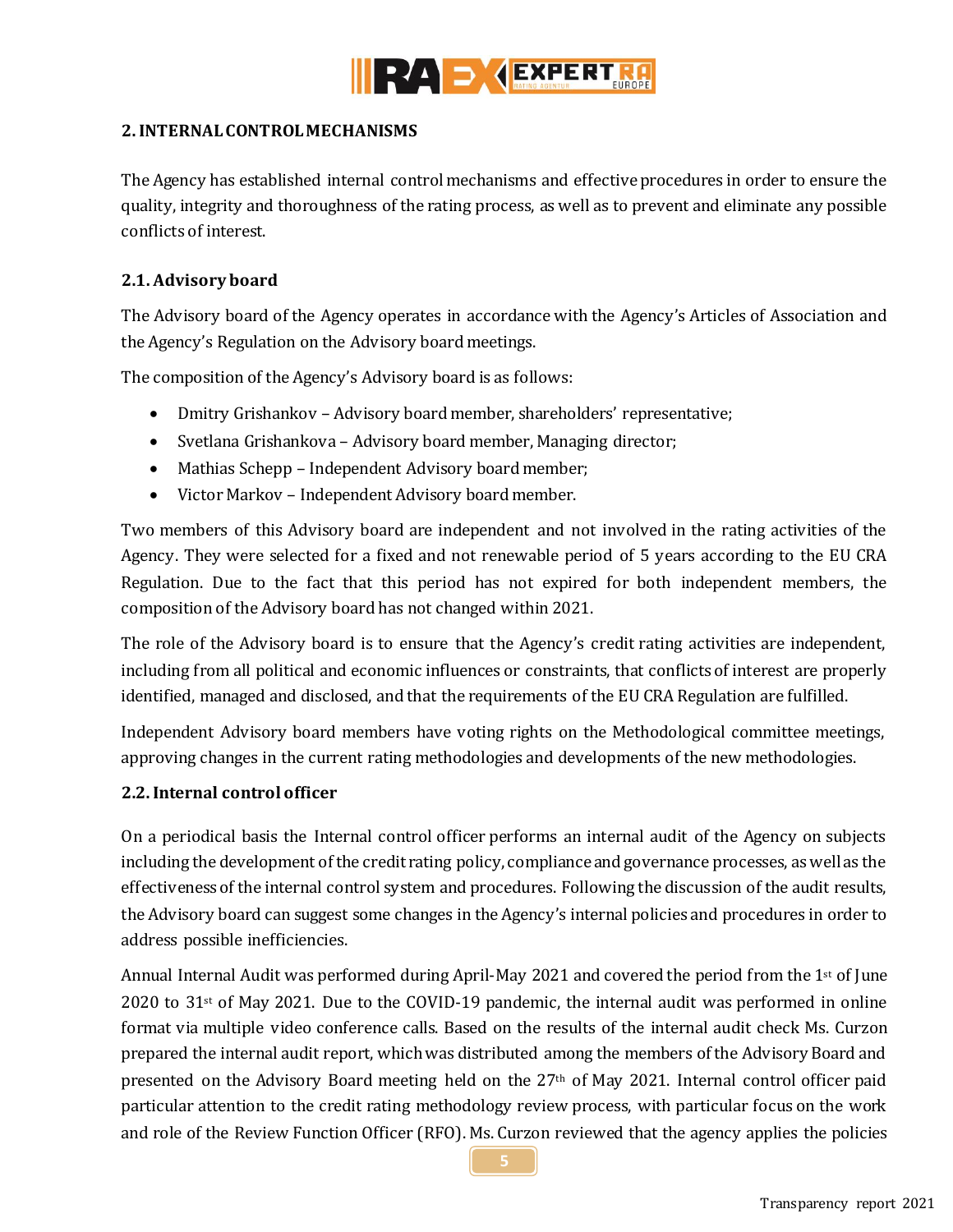## 2. INTERNAL CONTROL MECHANISMS

The Agency has established internal control mechanisms and effective procedures in order to ensure the quality, integrity and thoroughness of the rating process, as well as to prevent and eliminate any possible conflicts of interest.

### 2.1. Advisory board

The Advisory board of the Agency operates in accordance with the Agency's Articles of Association and the Agency's Regulation on the Advisory board meetings.

The composition of the Agency's Advisory board is as follows:

- Dmitry Grishankov – Advisory board member, shareholders' representative;
- Svetlana Grishankova – Advisory board member, Managing director;
- Mathias Schepp – Independent Advisory board member;
- Victor Markov – Independent Advisory board member.

Two members of this Advisory board are independent and not involved in the rating activities of the Agency. They were selected for a fixed and not renewable period of 5 years according to the EU CRA Regulation. Due to the fact that this period has not expired for both independent members, the composition of the Advisory board has not changed within 2021.

The role of the Advisory board is to ensure that the Agency's credit rating activities are independent, including from all political and economic influences or constraints, that conflicts of interest are properly identified, managed and disclosed, and that the requirements of the EU CRA Regulation are fulfilled.

Independent Advisory board members have voting rights on the Methodological committee meetings, approving changes in the current rating methodologies and developments of the new methodologies.

### 2.2. Internal control officer

On a periodical basis the Internal control officer performs an internal audit of the Agency on subjects including the development of the credit rating policy, compliance and governance processes, as well as the effectiveness of the internal control system and procedures. Following the discussion of the audit results, the Advisory board can suggest some changes in the Agency's internal policies and procedures in order to address possible inefficiencies.

Annual Internal Audit was performed during April-May 2021 and covered the period from the 1st of June 2020 to 31st of May 2021. Due to the COVID-19 pandemic, the internal audit was performed in online format via multiple video conference calls. Based on the results of the internal audit check Ms. Curzon prepared the internal audit report, which was distributed among the members of the Advisory Board and presented on the Advisory Board meeting held on the 27th of May 2021. Internal control officer paid particular attention to the credit rating methodology review process, with particular focus on the work and role of the Review Function Officer (RFO). Ms. Curzon reviewed that the agency applies the policies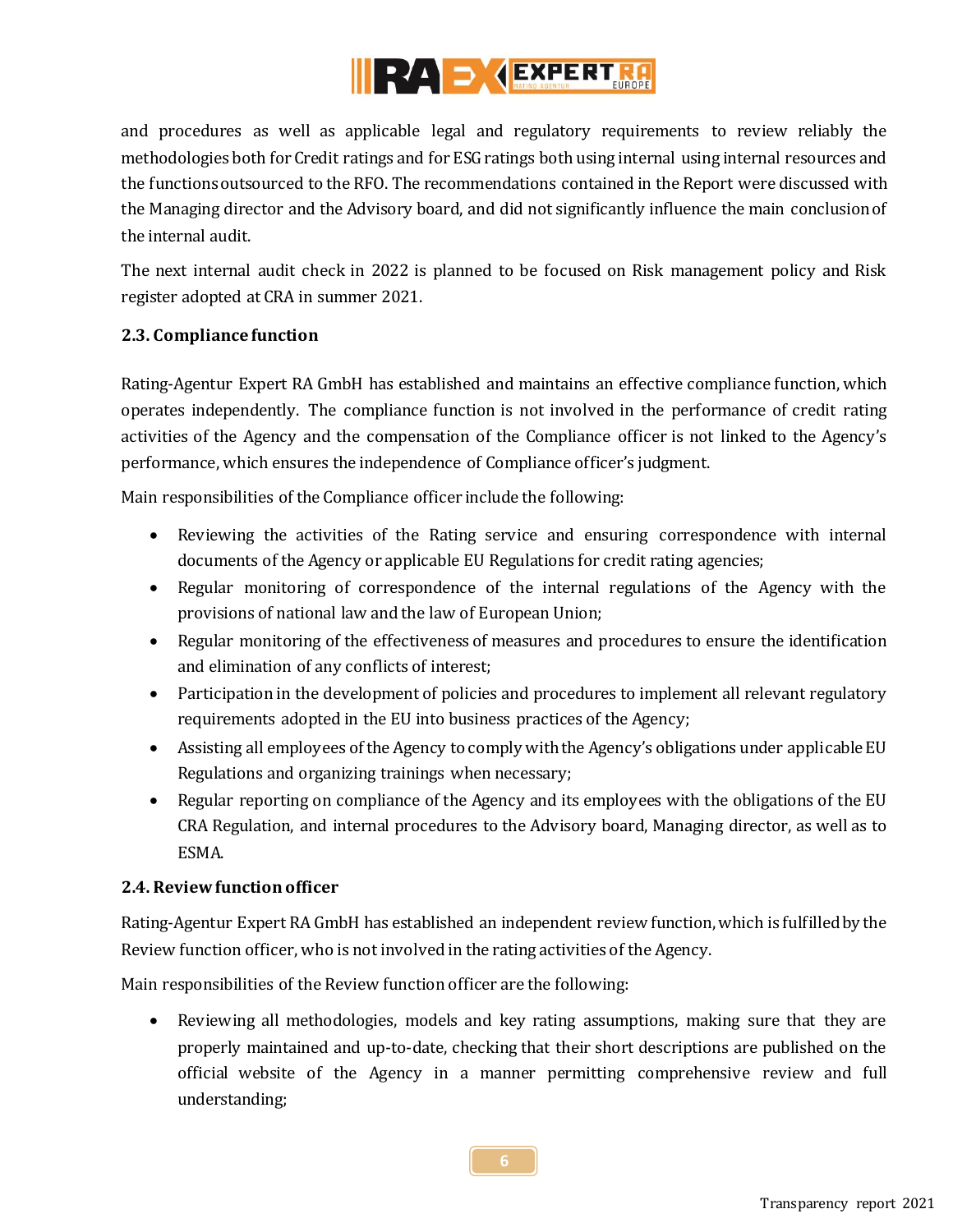and procedures as well as applicable legal and regulatory requirements to review reliably the methodologies both for Credit ratings and for ESG ratings both using internal using internal resources and the functions outsourced to the RFO. The recommendations contained in the Report were discussed with the Managing director and the Advisory board, and did not significantly influence the main conclusion of the internal audit.

The next internal audit check in 2022 is planned to be focused on Risk management policy and Risk register adopted at CRA in summer 2021.

### 2.3. Compliance function

Rating-Agentur Expert RA GmbH has established and maintains an effective compliance function, which operates independently. The compliance function is not involved in the performance of credit rating activities of the Agency and the compensation of the Compliance officer is not linked to the Agency's performance, which ensures the independence of Compliance officer's judgment.

Main responsibilities of the Compliance officer include the following:

- Reviewing the activities of the Rating service and ensuring correspondence with internal documents of the Agency or applicable EU Regulations for credit rating agencies;
- Regular monitoring of correspondence of the internal regulations of the Agency with the provisions of national law and the law of European Union;
- Regular monitoring of the effectiveness of measures and procedures to ensure the identification and elimination of any conflicts of interest;
- Participation in the development of policies and procedures to implement all relevant regulatory requirements adopted in the EU into business practices of the Agency;
- Assisting all employees of the Agency to comply with the Agency's obligations under applicable EU Regulations and organizing trainings when necessary;
- Regular reporting on compliance of the Agency and its employees with the obligations of the EU CRA Regulation, and internal procedures to the Advisory board, Managing director, as well as to ESMA.

### 2.4. Review function officer

Rating-Agentur Expert RA GmbH has established an independent review function, which is fulfilled by the Review function officer, who is not involved in the rating activities of the Agency.

Main responsibilities of the Review function officer are the following:

- Reviewing all methodologies, models and key rating assumptions, making sure that they are properly maintained and up-to-date, checking that their short descriptions are published on the official website of the Agency in a manner permitting comprehensive review and full understanding;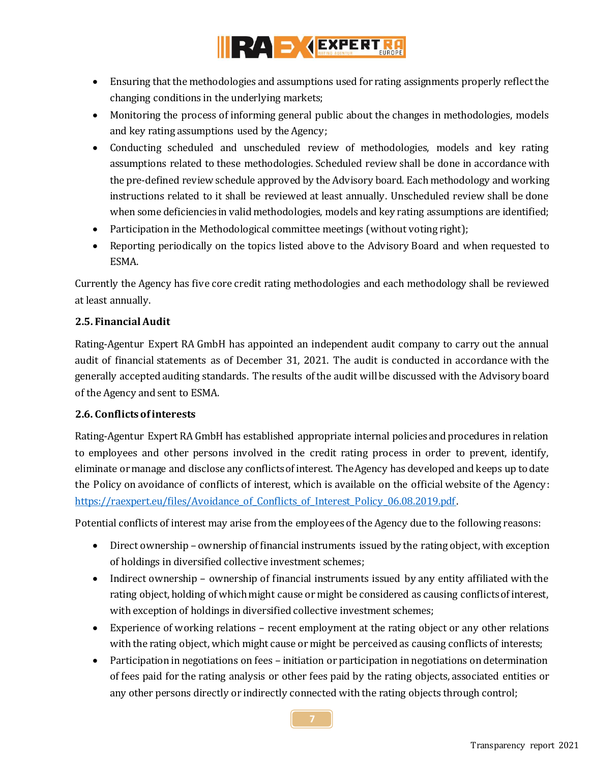- Ensuring that the methodologies and assumptions used for rating assignments properly reflect the changing conditions in the underlying markets;
- Monitoring the process of informing general public about the changes in methodologies, models and key rating assumptions used by the Agency;
- Conducting scheduled and unscheduled review of methodologies, models and key rating assumptions related to these methodologies. Scheduled review shall be done in accordance with the pre-defined review schedule approved by the Advisory board. Each methodology and working instructions related to it shall be reviewed at least annually. Unscheduled review shall be done when some deficiencies in valid methodologies, models and key rating assumptions are identified;
- Participation in the Methodological committee meetings (without voting right);
- Reporting periodically on the topics listed above to the Advisory Board and when requested to ESMA.

Currently the Agency has five core credit rating methodologies and each methodology shall be reviewed at least annually.

### 2.5. Financial Audit

Rating-Agentur Expert RA GmbH has appointed an independent audit company to carry out the annual audit of financial statements as of December 31, 2021. The audit is conducted in accordance with the generally accepted auditing standards. The results of the audit will be discussed with the Advisory board of the Agency and sent to ESMA.

### 2.6. Conflicts of interests

Rating-Agentur Expert RA GmbH has established appropriate internal policies and procedures in relation to employees and other persons involved in the credit rating process in order to prevent, identify, eliminate or manage and disclose any conflicts of interest. The Agency has developed and keeps up to date the Policy on avoidance of conflicts of interest, which is available on the official website of the Agency: https://raexpert.eu/files/Avoidance_of_Conflicts_of_Interest_Policy_06.08.2019.pdf.

Potential conflicts of interest may arise from the employees of the Agency due to the following reasons:

- Direct ownership – ownership of financial instruments issued by the rating object, with exception of holdings in diversified collective investment schemes;
- Indirect ownership – ownership of financial instruments issued by any entity affiliated with the rating object, holding of which might cause or might be considered as causing conflicts of interest, with exception of holdings in diversified collective investment schemes;
- Experience of working relations – recent employment at the rating object or any other relations with the rating object, which might cause or might be perceived as causing conflicts of interests;
- Participation in negotiations on fees – initiation or participation in negotiations on determination of fees paid for the rating analysis or other fees paid by the rating objects, associated entities or any other persons directly or indirectly connected with the rating objects through control;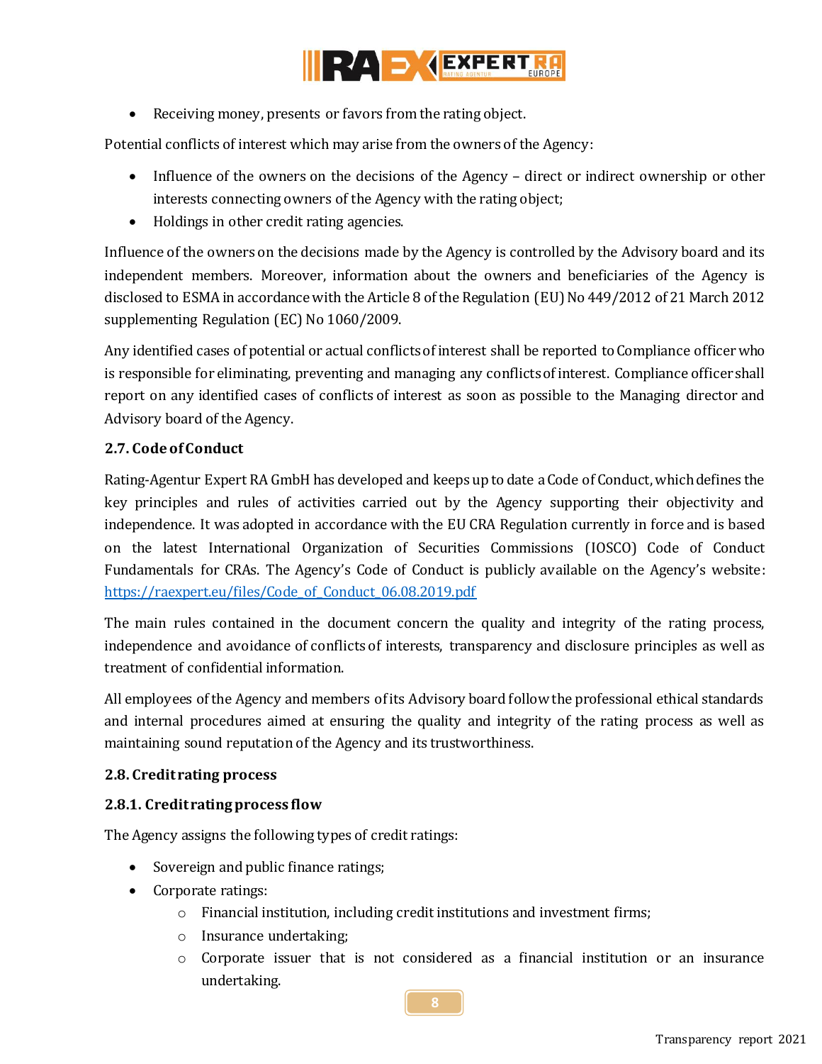- Receiving money, presents or favors from the rating object.

Potential conflicts of interest which may arise from the owners of the Agency:

- Influence of the owners on the decisions of the Agency – direct or indirect ownership or other interests connecting owners of the Agency with the rating object;
- Holdings in other credit rating agencies.

Influence of the owners on the decisions made by the Agency is controlled by the Advisory board and its independent members. Moreover, information about the owners and beneficiaries of the Agency is disclosed to ESMA in accordance with the Article 8 of the Regulation (EU) No 449/2012 of 21 March 2012 supplementing Regulation (EC) No 1060/2009.

Any identified cases of potential or actual conflicts of interest shall be reported to Compliance officer who is responsible for eliminating, preventing and managing any conflicts of interest. Compliance officer shall report on any identified cases of conflicts of interest as soon as possible to the Managing director and Advisory board of the Agency.

### 2.7. Code of Conduct

Rating-Agentur Expert RA GmbH has developed and keeps up to date a Code of Conduct, which defines the key principles and rules of activities carried out by the Agency supporting their objectivity and independence. It was adopted in accordance with the EU CRA Regulation currently in force and is based on the latest International Organization of Securities Commissions (IOSCO) Code of Conduct Fundamentals for CRAs. The Agency's Code of Conduct is publicly available on the Agency's website: [https://raexpert.eu/files/Code_of_Conduct_06.08.2019.pdf](https://raexpert.eu/files/Code_of_Conduct_06.08.2019.pdf)

The main rules contained in the document concern the quality and integrity of the rating process, independence and avoidance of conflicts of interests, transparency and disclosure principles as well as treatment of confidential information.

All employees of the Agency and members of its Advisory board follow the professional ethical standards and internal procedures aimed at ensuring the quality and integrity of the rating process as well as maintaining sound reputation of the Agency and its trustworthiness.

### 2.8. Credit rating process

#### 2.8.1. Credit rating process flow

The Agency assigns the following types of credit ratings:

- Sovereign and public finance ratings;
- Corporate ratings:
  - Financial institution, including credit institutions and investment firms;
  - Insurance undertaking;
  - Corporate issuer that is not considered as a financial institution or an insurance undertaking.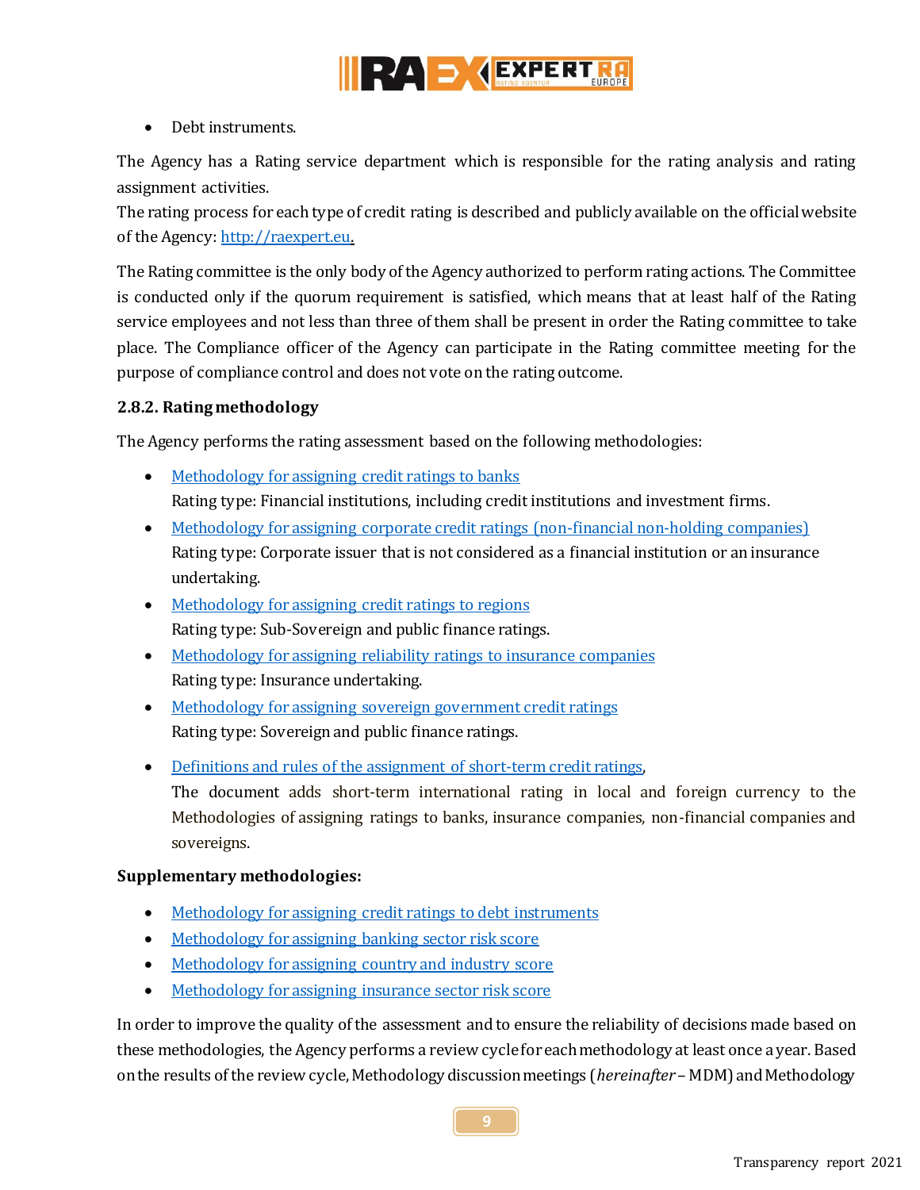- Debt instruments.

The Agency has a Rating service department which is responsible for the rating analysis and rating assignment activities.
The rating process for each type of credit rating is described and publicly available on the official website of the Agency: [http://raexpert.eu](http://raexpert.eu).

The Rating committee is the only body of the Agency authorized to perform rating actions. The Committee is conducted only if the quorum requirement is satisfied, which means that at least half of the Rating service employees and not less than three of them shall be present in order the Rating committee to take place. The Compliance officer of the Agency can participate in the Rating committee meeting for the purpose of compliance control and does not vote on the rating outcome.

### 2.8.2. Rating methodology

The Agency performs the rating assessment based on the following methodologies:

- Methodology for assigning credit ratings to banks
  Rating type: Financial institutions, including credit institutions and investment firms.
- Methodology for assigning corporate credit ratings (non-financial non-holding companies)
  Rating type: Corporate issuer that is not considered as a financial institution or an insurance undertaking.
- Methodology for assigning credit ratings to regions
  Rating type: Sub-Sovereign and public finance ratings.
- Methodology for assigning reliability ratings to insurance companies
  Rating type: Insurance undertaking.
- Methodology for assigning sovereign government credit ratings
  Rating type: Sovereign and public finance ratings.
- Definitions and rules of the assignment of short-term credit ratings,
  The document adds short-term international rating in local and foreign currency to the Methodologies of assigning ratings to banks, insurance companies, non-financial companies and sovereigns.

**Supplementary methodologies:**

- Methodology for assigning credit ratings to debt instruments
- Methodology for assigning banking sector risk score
- Methodology for assigning country and industry score
- Methodology for assigning insurance sector risk score

In order to improve the quality of the assessment and to ensure the reliability of decisions made based on these methodologies, the Agency performs a review cycle for each methodology at least once a year. Based on the results of the review cycle, Methodology discussion meetings (*hereinafter* – MDM) and Methodology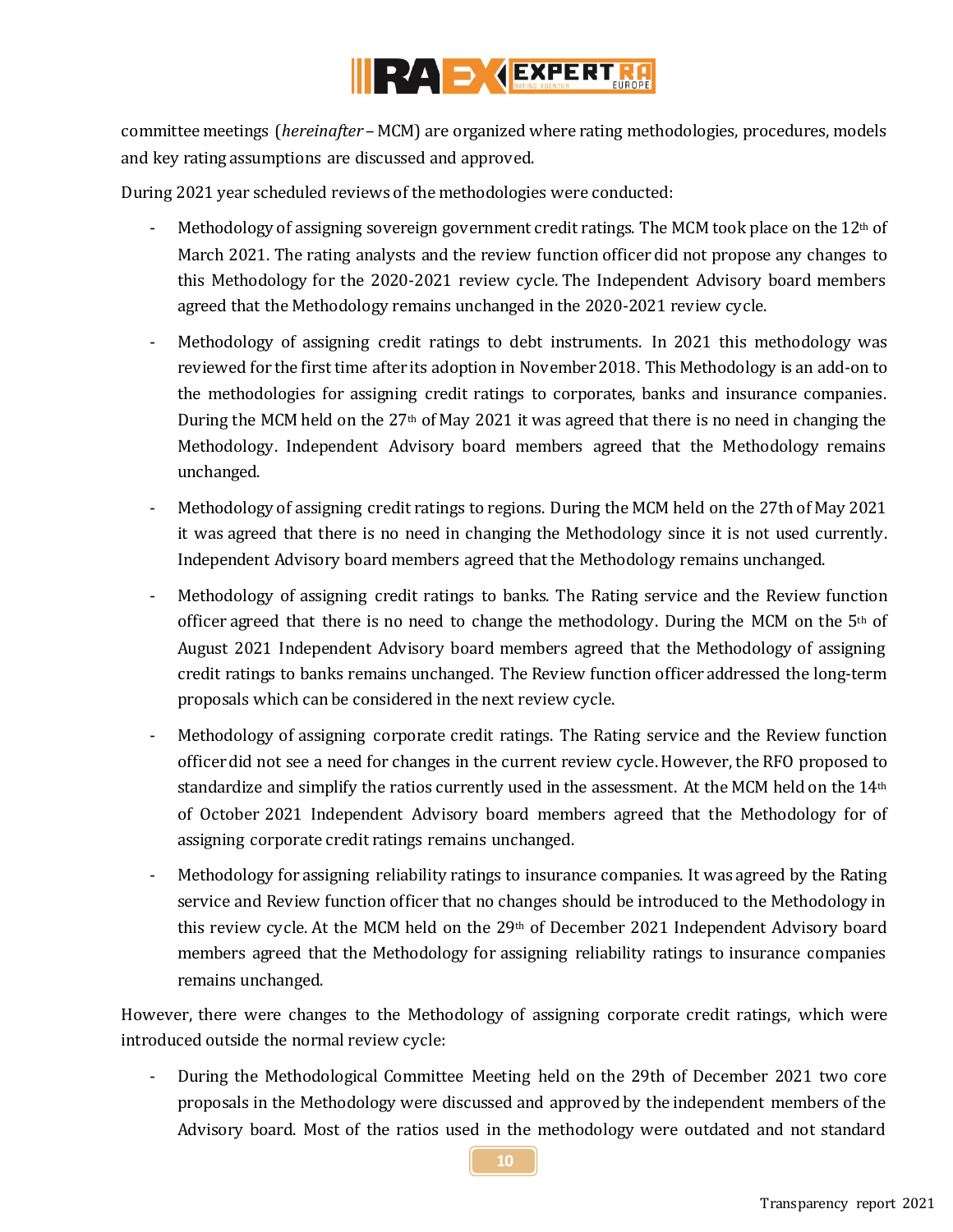committee meetings (*hereinafter* – MCM) are organized where rating methodologies, procedures, models and key rating assumptions are discussed and approved.

During 2021 year scheduled reviews of the methodologies were conducted:

- Methodology of assigning sovereign government credit ratings. The MCM took place on the 12th of March 2021. The rating analysts and the review function officer did not propose any changes to this Methodology for the 2020-2021 review cycle. The Independent Advisory board members agreed that the Methodology remains unchanged in the 2020-2021 review cycle.
- Methodology of assigning credit ratings to debt instruments. In 2021 this methodology was reviewed for the first time after its adoption in November 2018. This Methodology is an add-on to the methodologies for assigning credit ratings to corporates, banks and insurance companies. During the MCM held on the 27th of May 2021 it was agreed that there is no need in changing the Methodology. Independent Advisory board members agreed that the Methodology remains unchanged.
- Methodology of assigning credit ratings to regions. During the MCM held on the 27th of May 2021 it was agreed that there is no need in changing the Methodology since it is not used currently. Independent Advisory board members agreed that the Methodology remains unchanged.
- Methodology of assigning credit ratings to banks. The Rating service and the Review function officer agreed that there is no need to change the methodology. During the MCM on the 5th of August 2021 Independent Advisory board members agreed that the Methodology of assigning credit ratings to banks remains unchanged. The Review function officer addressed the long-term proposals which can be considered in the next review cycle.
- Methodology of assigning corporate credit ratings. The Rating service and the Review function officer did not see a need for changes in the current review cycle. However, the RFO proposed to standardize and simplify the ratios currently used in the assessment. At the MCM held on the 14th of October 2021 Independent Advisory board members agreed that the Methodology for of assigning corporate credit ratings remains unchanged.
- Methodology for assigning reliability ratings to insurance companies. It was agreed by the Rating service and Review function officer that no changes should be introduced to the Methodology in this review cycle. At the MCM held on the 29th of December 2021 Independent Advisory board members agreed that the Methodology for assigning reliability ratings to insurance companies remains unchanged.

However, there were changes to the Methodology of assigning corporate credit ratings, which were introduced outside the normal review cycle:

- During the Methodological Committee Meeting held on the 29th of December 2021 two core proposals in the Methodology were discussed and approved by the independent members of the Advisory board. Most of the ratios used in the methodology were outdated and not standard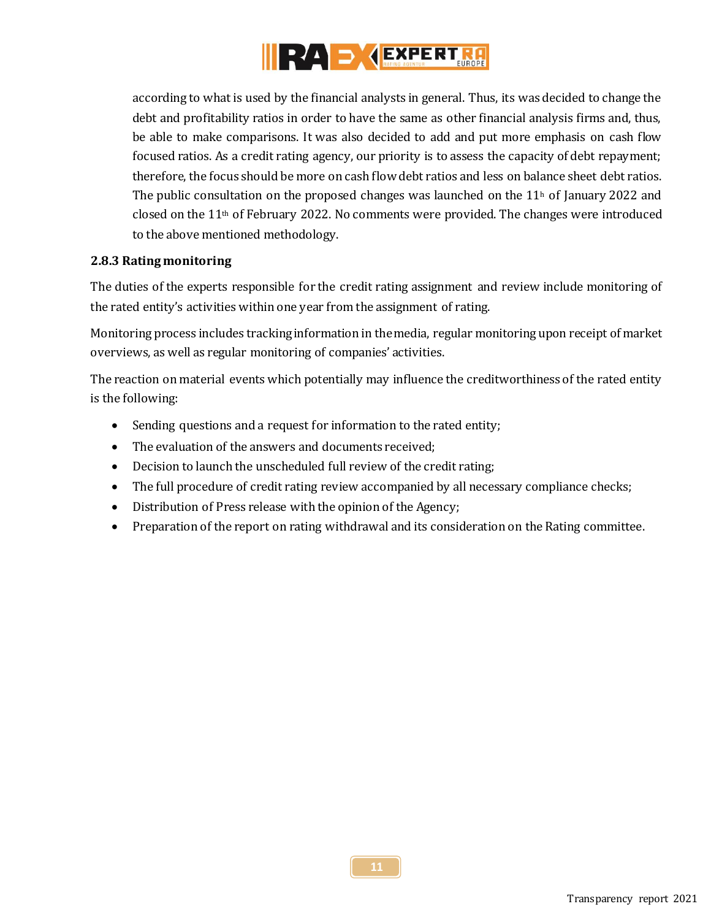according to what is used by the financial analysts in general. Thus, its was decided to change the debt and profitability ratios in order to have the same as other financial analysis firms and, thus, be able to make comparisons. It was also decided to add and put more emphasis on cash flow focused ratios. As a credit rating agency, our priority is to assess the capacity of debt repayment; therefore, the focus should be more on cash flow debt ratios and less on balance sheet debt ratios. The public consultation on the proposed changes was launched on the 11h of January 2022 and closed on the 11th of February 2022. No comments were provided. The changes were introduced to the above mentioned methodology.

### 2.8.3 Rating monitoring

The duties of the experts responsible for the credit rating assignment and review include monitoring of the rated entity's activities within one year from the assignment of rating.

Monitoring process includes tracking information in the media, regular monitoring upon receipt of market overviews, as well as regular monitoring of companies' activities.

The reaction on material events which potentially may influence the creditworthiness of the rated entity is the following:

- Sending questions and a request for information to the rated entity;
- The evaluation of the answers and documents received;
- Decision to launch the unscheduled full review of the credit rating;
- The full procedure of credit rating review accompanied by all necessary compliance checks;
- Distribution of Press release with the opinion of the Agency;
- Preparation of the report on rating withdrawal and its consideration on the Rating committee.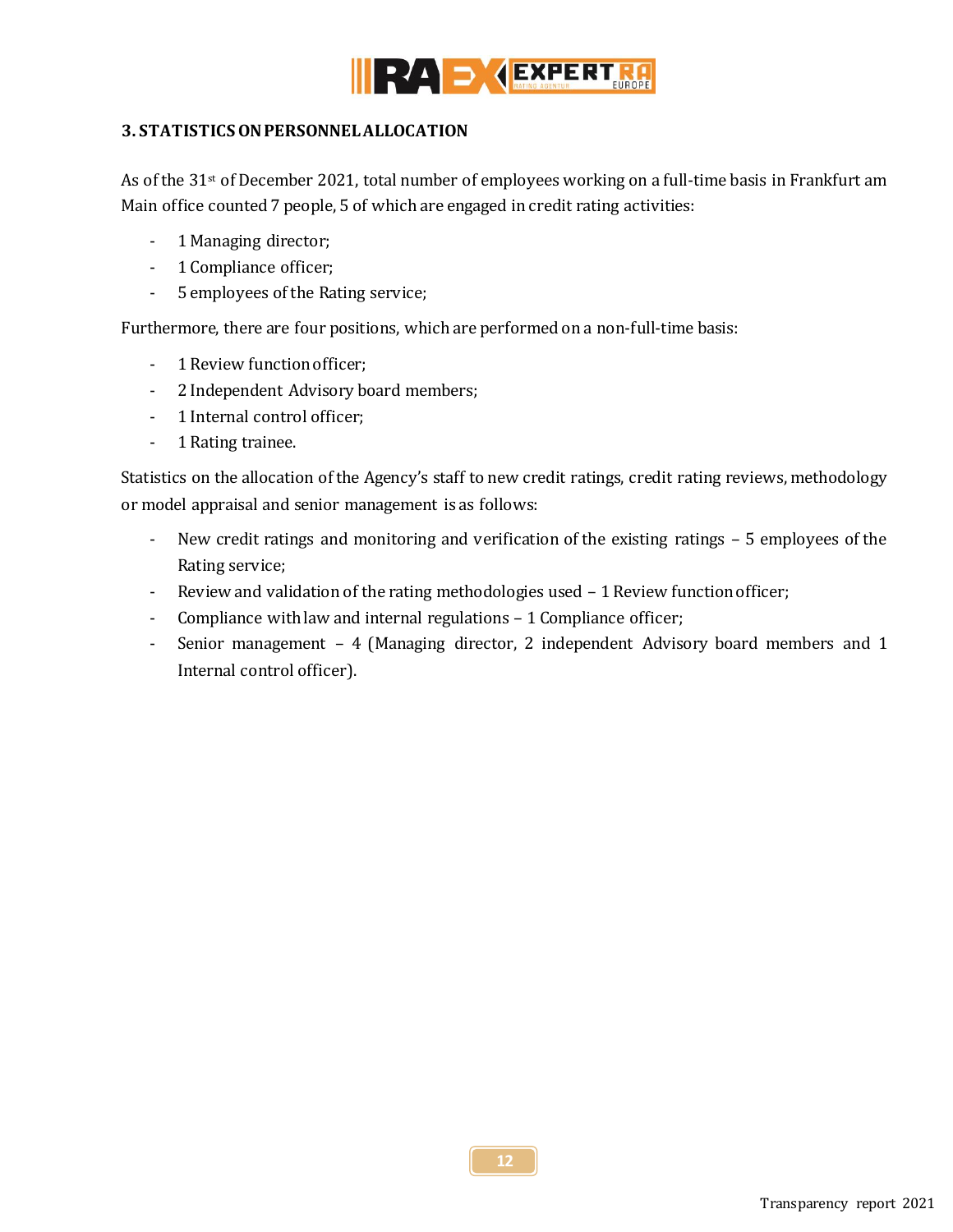## 3. STATISTICS ON PERSONNEL ALLOCATION

As of the 31st of December 2021, total number of employees working on a full-time basis in Frankfurt am Main office counted 7 people, 5 of which are engaged in credit rating activities:

- 1 Managing director;
- 1 Compliance officer;
- 5 employees of the Rating service;

Furthermore, there are four positions, which are performed on a non-full-time basis:

- 1 Review function officer;
- 2 Independent Advisory board members;
- 1 Internal control officer;
- 1 Rating trainee.

Statistics on the allocation of the Agency's staff to new credit ratings, credit rating reviews, methodology or model appraisal and senior management is as follows:

- New credit ratings and monitoring and verification of the existing ratings – 5 employees of the Rating service;
- Review and validation of the rating methodologies used – 1 Review function officer;
- Compliance with law and internal regulations – 1 Compliance officer;
- Senior management – 4 (Managing director, 2 independent Advisory board members and 1 Internal control officer).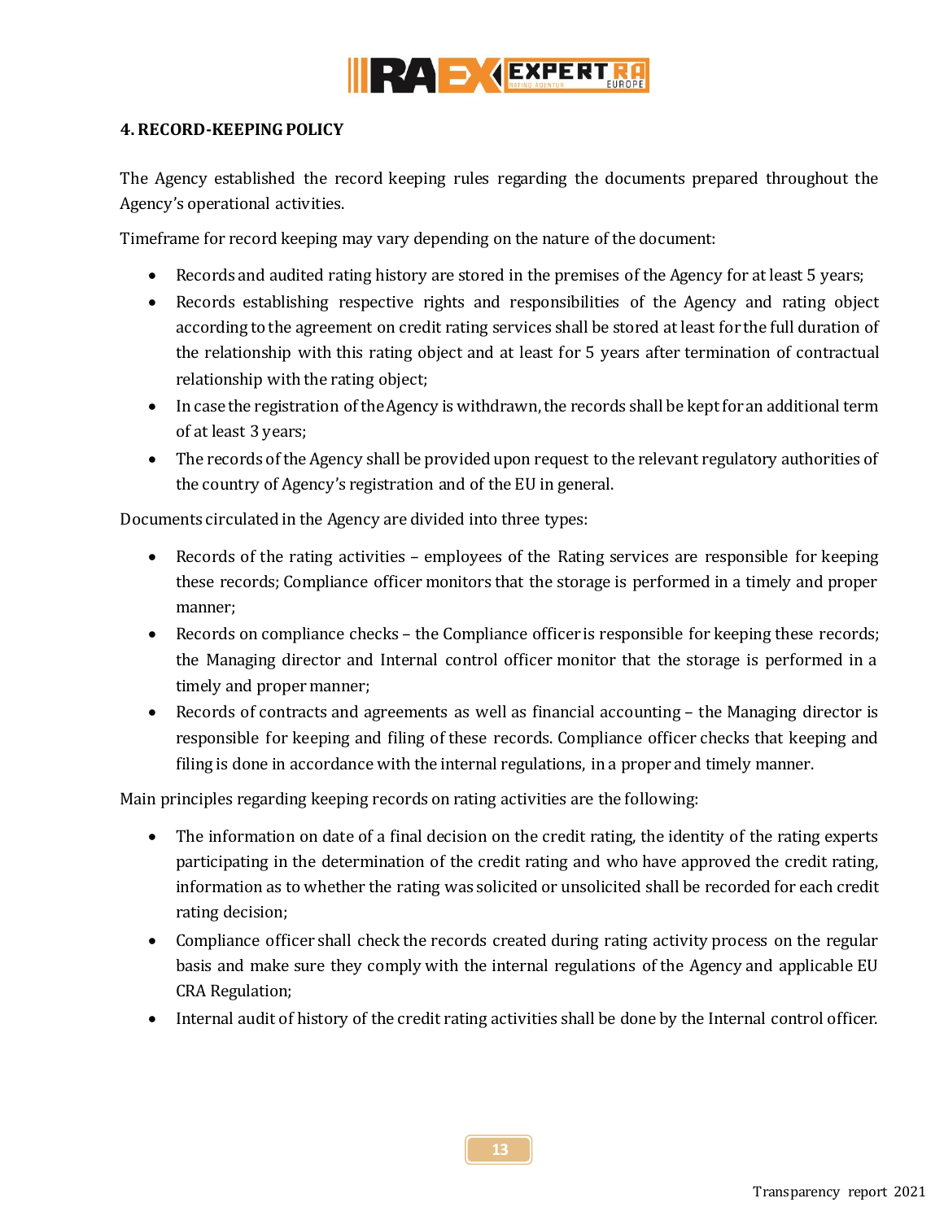## 4. RECORD-KEEPING POLICY

The Agency established the record keeping rules regarding the documents prepared throughout the Agency's operational activities.

Timeframe for record keeping may vary depending on the nature of the document:

- Records and audited rating history are stored in the premises of the Agency for at least 5 years;
- Records establishing respective rights and responsibilities of the Agency and rating object according to the agreement on credit rating services shall be stored at least for the full duration of the relationship with this rating object and at least for 5 years after termination of contractual relationship with the rating object;
- In case the registration of the Agency is withdrawn, the records shall be kept for an additional term of at least 3 years;
- The records of the Agency shall be provided upon request to the relevant regulatory authorities of the country of Agency's registration and of the EU in general.

Documents circulated in the Agency are divided into three types:

- Records of the rating activities – employees of the Rating services are responsible for keeping these records; Compliance officer monitors that the storage is performed in a timely and proper manner;
- Records on compliance checks – the Compliance officer is responsible for keeping these records; the Managing director and Internal control officer monitor that the storage is performed in a timely and proper manner;
- Records of contracts and agreements as well as financial accounting – the Managing director is responsible for keeping and filing of these records. Compliance officer checks that keeping and filing is done in accordance with the internal regulations, in a proper and timely manner.

Main principles regarding keeping records on rating activities are the following:

- The information on date of a final decision on the credit rating, the identity of the rating experts participating in the determination of the credit rating and who have approved the credit rating, information as to whether the rating was solicited or unsolicited shall be recorded for each credit rating decision;
- Compliance officer shall check the records created during rating activity process on the regular basis and make sure they comply with the internal regulations of the Agency and applicable EU CRA Regulation;
- Internal audit of history of the credit rating activities shall be done by the Internal control officer.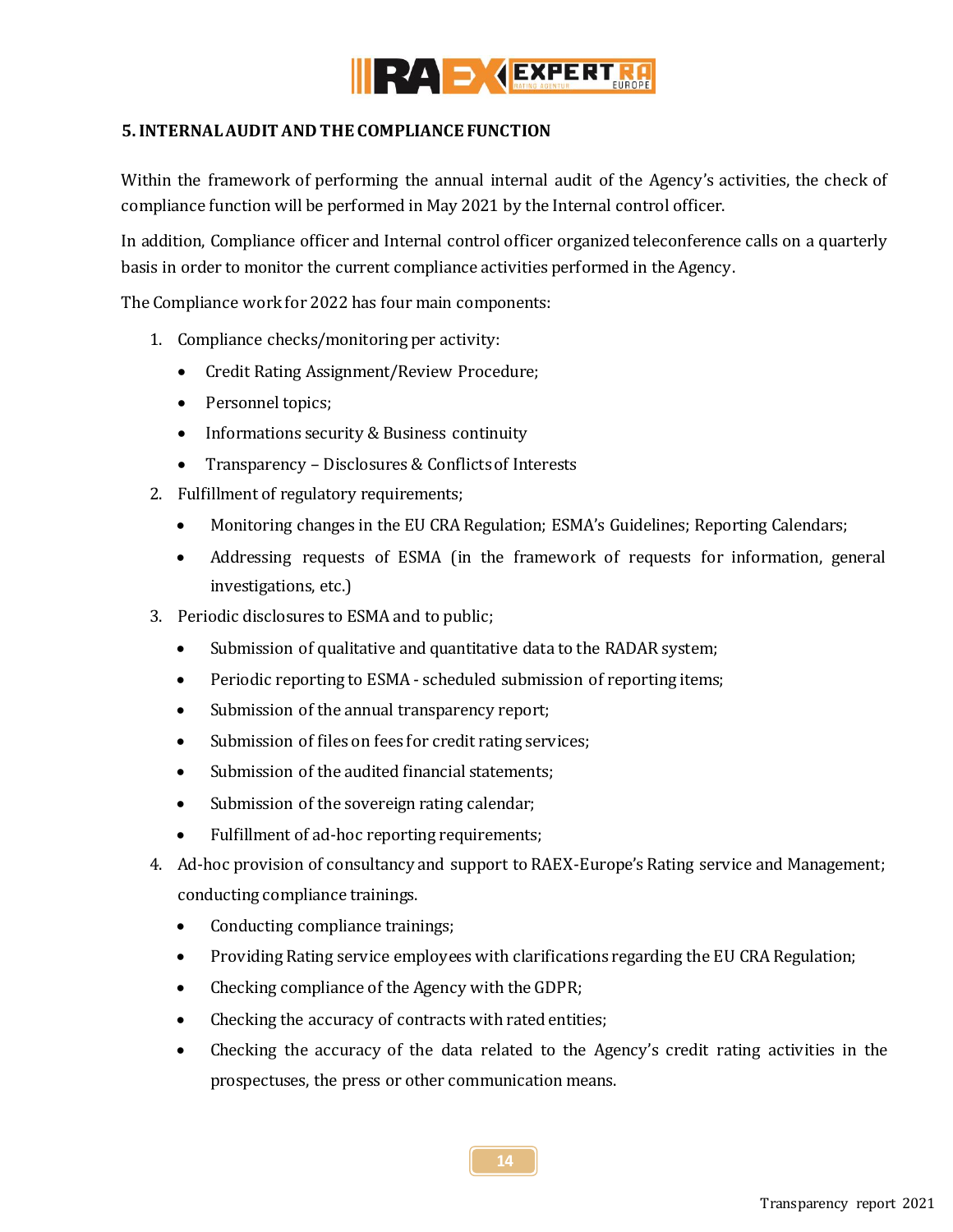## 5. INTERNAL AUDIT AND THE COMPLIANCE FUNCTION

Within the framework of performing the annual internal audit of the Agency's activities, the check of compliance function will be performed in May 2021 by the Internal control officer.

In addition, Compliance officer and Internal control officer organized teleconference calls on a quarterly basis in order to monitor the current compliance activities performed in the Agency.

The Compliance work for 2022 has four main components:

1. Compliance checks/monitoring per activity:
    - Credit Rating Assignment/Review Procedure;
    - Personnel topics;
    - Informations security & Business continuity
    - Transparency – Disclosures & Conflicts of Interests
2. Fulfillment of regulatory requirements;
    - Monitoring changes in the EU CRA Regulation; ESMA's Guidelines; Reporting Calendars;
    - Addressing requests of ESMA (in the framework of requests for information, general investigations, etc.)
3. Periodic disclosures to ESMA and to public;
    - Submission of qualitative and quantitative data to the RADAR system;
    - Periodic reporting to ESMA - scheduled submission of reporting items;
    - Submission of the annual transparency report;
    - Submission of files on fees for credit rating services;
    - Submission of the audited financial statements;
    - Submission of the sovereign rating calendar;
    - Fulfillment of ad-hoc reporting requirements;
4. Ad-hoc provision of consultancy and support to RAEX-Europe's Rating service and Management; conducting compliance trainings.
    - Conducting compliance trainings;
    - Providing Rating service employees with clarifications regarding the EU CRA Regulation;
    - Checking compliance of the Agency with the GDPR;
    - Checking the accuracy of contracts with rated entities;
    - Checking the accuracy of the data related to the Agency's credit rating activities in the prospectuses, the press or other communication means.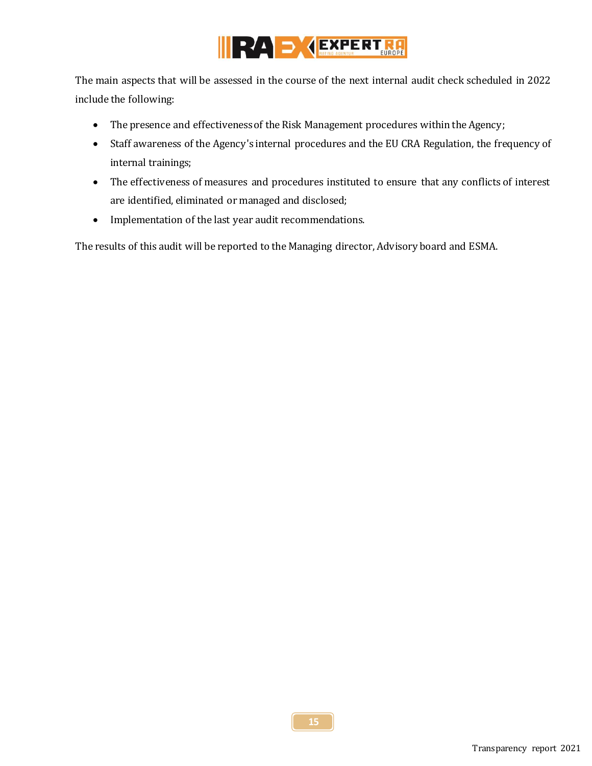The main aspects that will be assessed in the course of the next internal audit check scheduled in 2022 include the following:

- The presence and effectiveness of the Risk Management procedures within the Agency;
- Staff awareness of the Agency's internal procedures and the EU CRA Regulation, the frequency of internal trainings;
- The effectiveness of measures and procedures instituted to ensure that any conflicts of interest are identified, eliminated or managed and disclosed;
- Implementation of the last year audit recommendations.

The results of this audit will be reported to the Managing director, Advisory board and ESMA.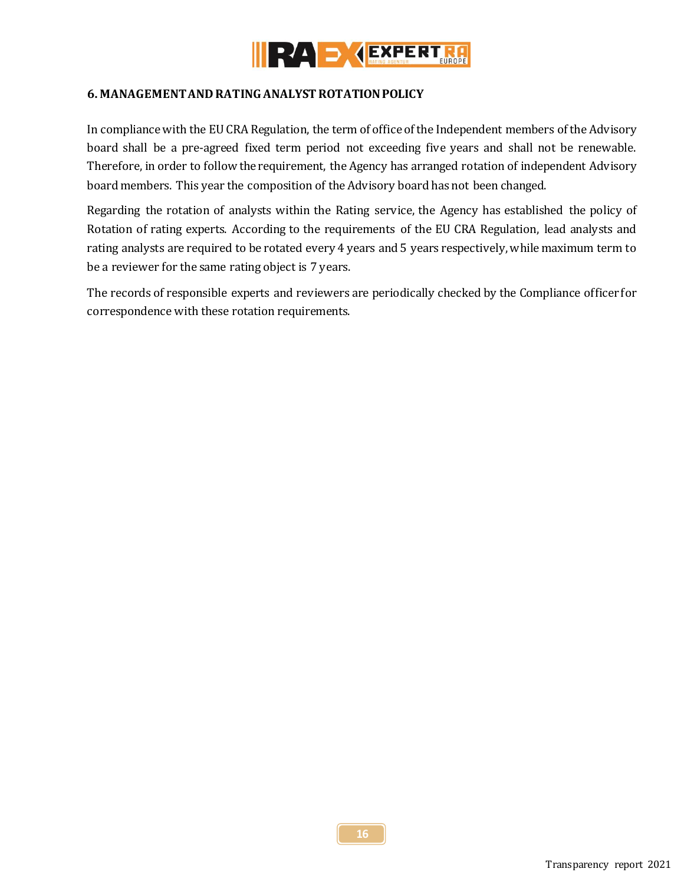## 6. MANAGEMENT AND RATING ANALYST ROTATION POLICY

In compliance with the EU CRA Regulation, the term of office of the Independent members of the Advisory board shall be a pre-agreed fixed term period not exceeding five years and shall not be renewable. Therefore, in order to follow the requirement, the Agency has arranged rotation of independent Advisory board members. This year the composition of the Advisory board has not been changed.

Regarding the rotation of analysts within the Rating service, the Agency has established the policy of Rotation of rating experts. According to the requirements of the EU CRA Regulation, lead analysts and rating analysts are required to be rotated every 4 years and 5 years respectively, while maximum term to be a reviewer for the same rating object is 7 years.

The records of responsible experts and reviewers are periodically checked by the Compliance officer for correspondence with these rotation requirements.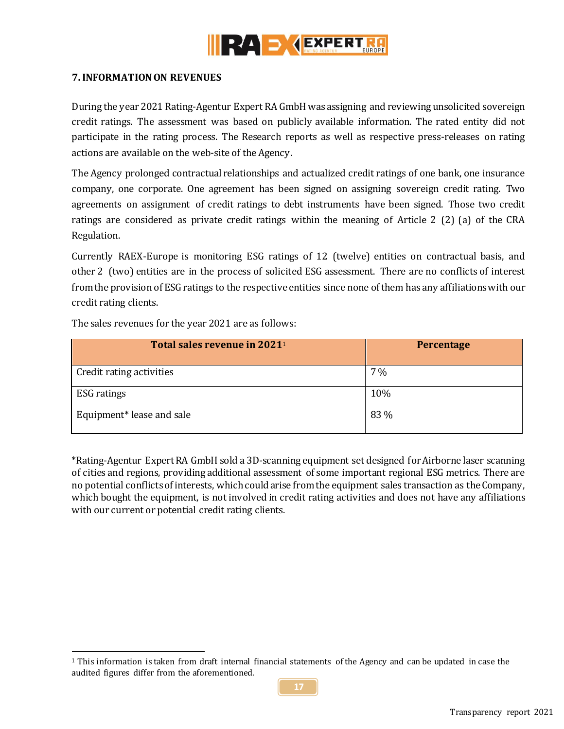## 7. INFORMATION ON REVENUES

During the year 2021 Rating-Agentur Expert RA GmbH was assigning and reviewing unsolicited sovereign credit ratings. The assessment was based on publicly available information. The rated entity did not participate in the rating process. The Research reports as well as respective press-releases on rating actions are available on the web-site of the Agency.

The Agency prolonged contractual relationships and actualized credit ratings of one bank, one insurance company, one corporate. One agreement has been signed on assigning sovereign credit rating. Two agreements on assignment of credit ratings to debt instruments have been signed. Those two credit ratings are considered as private credit ratings within the meaning of Article 2 (2) (a) of the CRA Regulation.

Currently RAEX-Europe is monitoring ESG ratings of 12 (twelve) entities on contractual basis, and other 2 (two) entities are in the process of solicited ESG assessment. There are no conflicts of interest from the provision of ESG ratings to the respective entities since none of them has any affiliations with our credit rating clients.

The sales revenues for the year 2021 are as follows:

| Total sales revenue in 2021[1] | Percentage |
|---|---|
| Credit rating activities | 7 % |
| ESG ratings | 10% |
| Equipment* lease and sale | 83 % |

*Rating-Agentur Expert RA GmbH sold a 3D-scanning equipment set designed for Airborne laser scanning of cities and regions, providing additional assessment of some important regional ESG metrics. There are no potential conflicts of interests, which could arise from the equipment sales transaction as the Company, which bought the equipment, is not involved in credit rating activities and does not have any affiliations with our current or potential credit rating clients.

[1] This information is taken from draft internal financial statements of the Agency and can be updated in case the audited figures differ from the aforementioned.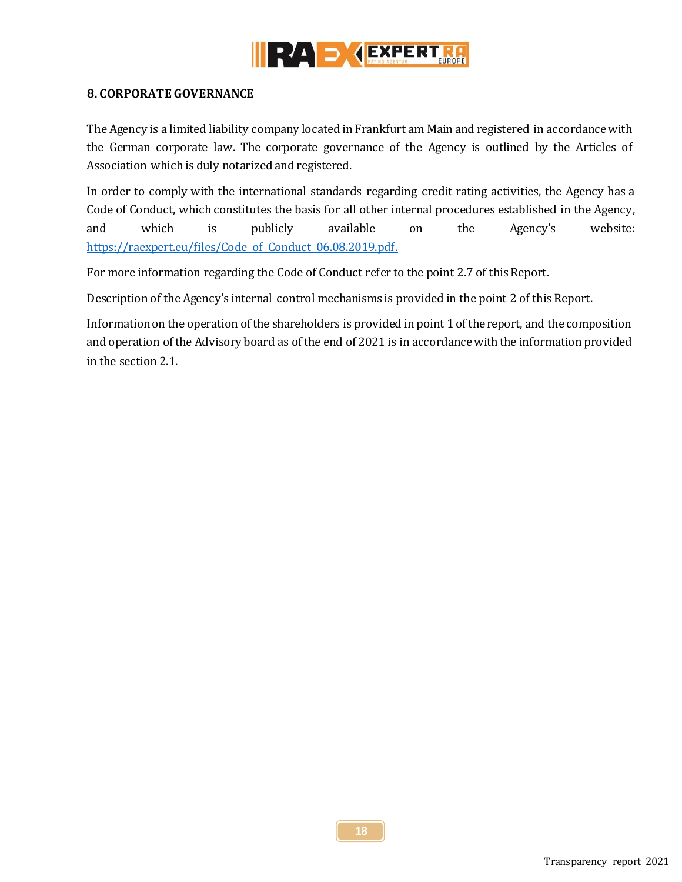## 8. CORPORATE GOVERNANCE

The Agency is a limited liability company located in Frankfurt am Main and registered in accordance with the German corporate law. The corporate governance of the Agency is outlined by the Articles of Association which is duly notarized and registered.

In order to comply with the international standards regarding credit rating activities, the Agency has a Code of Conduct, which constitutes the basis for all other internal procedures established in the Agency, and which is publicly available on the Agency's website: [https://raexpert.eu/files/Code_of_Conduct_06.08.2019.pdf.](https://raexpert.eu/files/Code_of_Conduct_06.08.2019.pdf)

For more information regarding the Code of Conduct refer to the point 2.7 of this Report.

Description of the Agency's internal control mechanisms is provided in the point 2 of this Report.

Information on the operation of the shareholders is provided in point 1 of the report, and the composition and operation of the Advisory board as of the end of 2021 is in accordance with the information provided in the section 2.1.